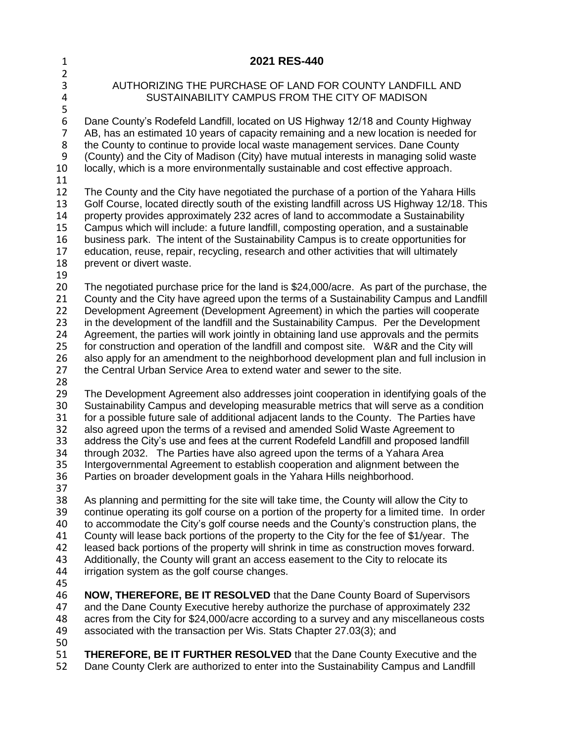# 2021 RES-440

## AUTHORIZING THE PURCHASE OF LAND FOR COUNTY LANDFILL AND SUSTAINABILITY CAMPUS FROM THE CITY OF MADISON

Dane County's Rodefeld Landfill, located on US Highway 12/18 and County Highway AB, has an estimated 10 years of capacity remaining and a new location is needed for the County to continue to provide local waste management services. Dane County (County) and the City of Madison (City) have mutual interests in managing solid waste locally, which is a more environmentally sustainable and cost effective approach.

The County and the City have negotiated the purchase of a portion of the Yahara Hills Golf Course, located directly south of the existing landfill across US Highway 12/18. This property provides approximately 232 acres of land to accommodate a Sustainability Campus which will include: a future landfill, composting operation, and a sustainable business park. The intent of the Sustainability Campus is to create opportunities for education, reuse, repair, recycling, research and other activities that will ultimately prevent or divert waste.

The negotiated purchase price for the land is $24,000/acre. As part of the purchase, the County and the City have agreed upon the terms of a Sustainability Campus and Landfill Development Agreement (Development Agreement) in which the parties will cooperate in the development of the landfill and the Sustainability Campus. Per the Development Agreement, the parties will work jointly in obtaining land use approvals and the permits for construction and operation of the landfill and compost site. W&R and the City will also apply for an amendment to the neighborhood development plan and full inclusion in the Central Urban Service Area to extend water and sewer to the site.

The Development Agreement also addresses joint cooperation in identifying goals of the Sustainability Campus and developing measurable metrics that will serve as a condition for a possible future sale of additional adjacent lands to the County. The Parties have also agreed upon the terms of a revised and amended Solid Waste Agreement to address the City's use and fees at the current Rodefeld Landfill and proposed landfill through 2032. The Parties have also agreed upon the terms of a Yahara Area Intergovernmental Agreement to establish cooperation and alignment between the Parties on broader development goals in the Yahara Hills neighborhood.

As planning and permitting for the site will take time, the County will allow the City to continue operating its golf course on a portion of the property for a limited time. In order to accommodate the City's golf course needs and the County's construction plans, the County will lease back portions of the property to the City for the fee of $1/year. The leased back portions of the property will shrink in time as construction moves forward. Additionally, the County will grant an access easement to the City to relocate its irrigation system as the golf course changes.

**NOW, THEREFORE, BE IT RESOLVED** that the Dane County Board of Supervisors and the Dane County Executive hereby authorize the purchase of approximately 232 acres from the City for $24,000/acre according to a survey and any miscellaneous costs associated with the transaction per Wis. Stats Chapter 27.03(3); and

**THEREFORE, BE IT FURTHER RESOLVED** that the Dane County Executive and the Dane County Clerk are authorized to enter into the Sustainability Campus and Landfill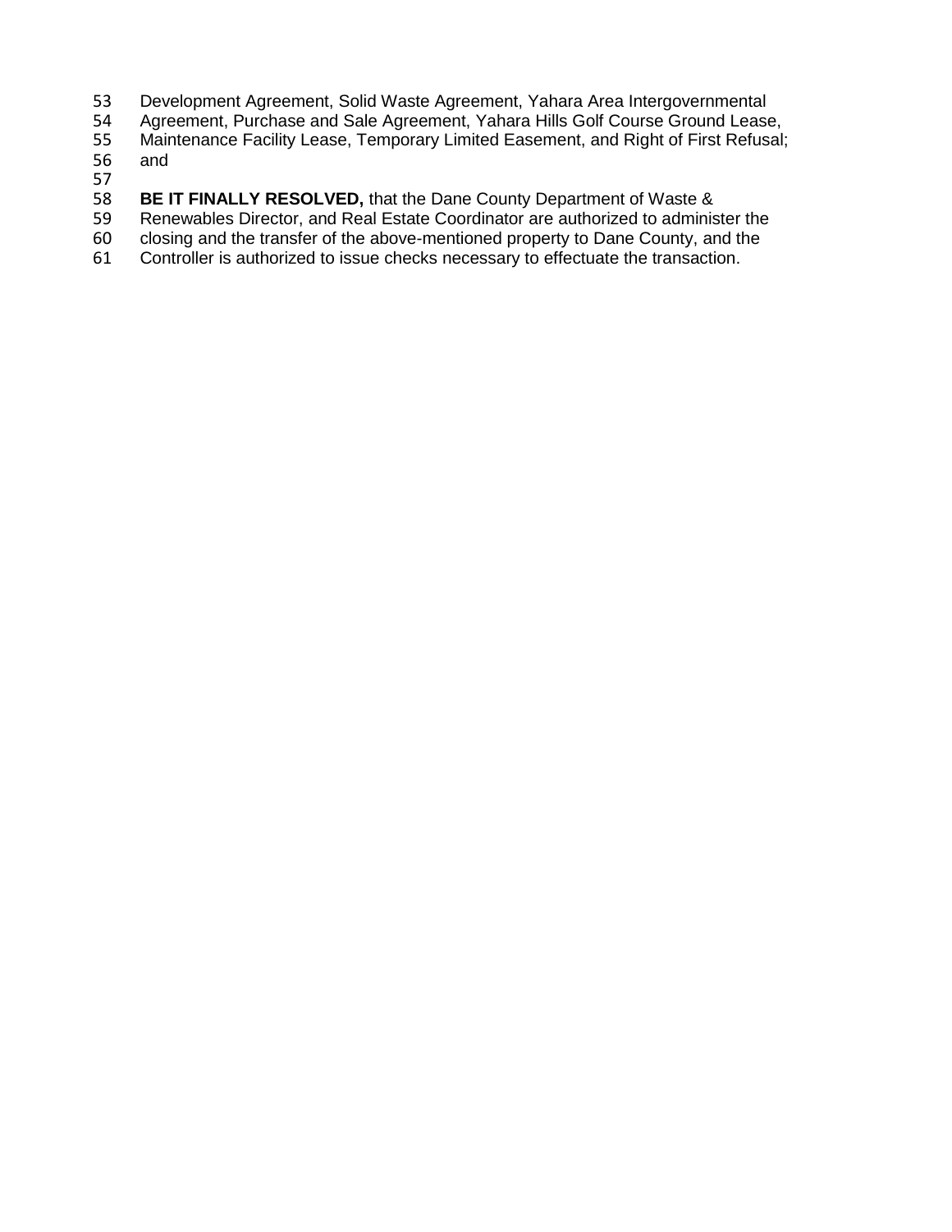Development Agreement, Solid Waste Agreement, Yahara Area Intergovernmental Agreement, Purchase and Sale Agreement, Yahara Hills Golf Course Ground Lease, Maintenance Facility Lease, Temporary Limited Easement, and Right of First Refusal; and

**BE IT FINALLY RESOLVED,** that the Dane County Department of Waste & Renewables Director, and Real Estate Coordinator are authorized to administer the closing and the transfer of the above-mentioned property to Dane County, and the Controller is authorized to issue checks necessary to effectuate the transaction.